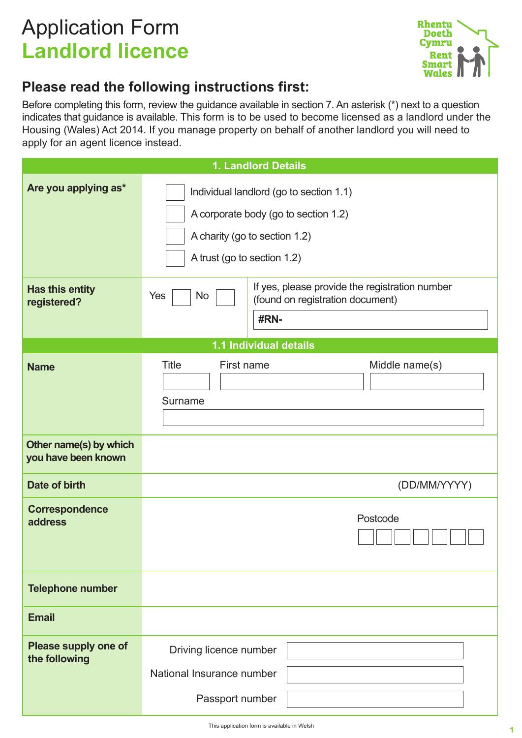# Application Form
## Landlord licence

Rhentu Doeth Cymru
Rent Smart Wales

## Please read the following instructions first:

Before completing this form, review the guidance available in section 7. An asterisk (*) next to a question indicates that guidance is available. This form is to be used to become licensed as a landlord under the Housing (Wales) Act 2014. If you manage property on behalf of another landlord you will need to apply for an agent licence instead.

| 1. Landlord Details | |
|---|---|
| **Are you applying as*** | ☐ Individual landlord (go to section 1.1)<br>☐ A corporate body (go to section 1.2)<br>☐ A charity (go to section 1.2)<br>☐ A trust (go to section 1.2) |
| **Has this entity registered?** | Yes ☐ No ☐ — If yes, please provide the registration number (found on registration document) **#RN-** |

| 1.1 Individual details | |
|---|---|
| **Name** | Title: ___ First name: ___ Middle name(s): ___<br>Surname: ___ |
| **Other name(s) by which you have been known** | |
| **Date of birth** | (DD/MM/YYYY) |
| **Correspondence address** | Postcode: ☐☐☐☐☐☐☐ |
| **Telephone number** | |
| **Email** | |
| **Please supply one of the following** | Driving licence number: ___<br>National Insurance number: ___<br>Passport number: ___ |

This application form is available in Welsh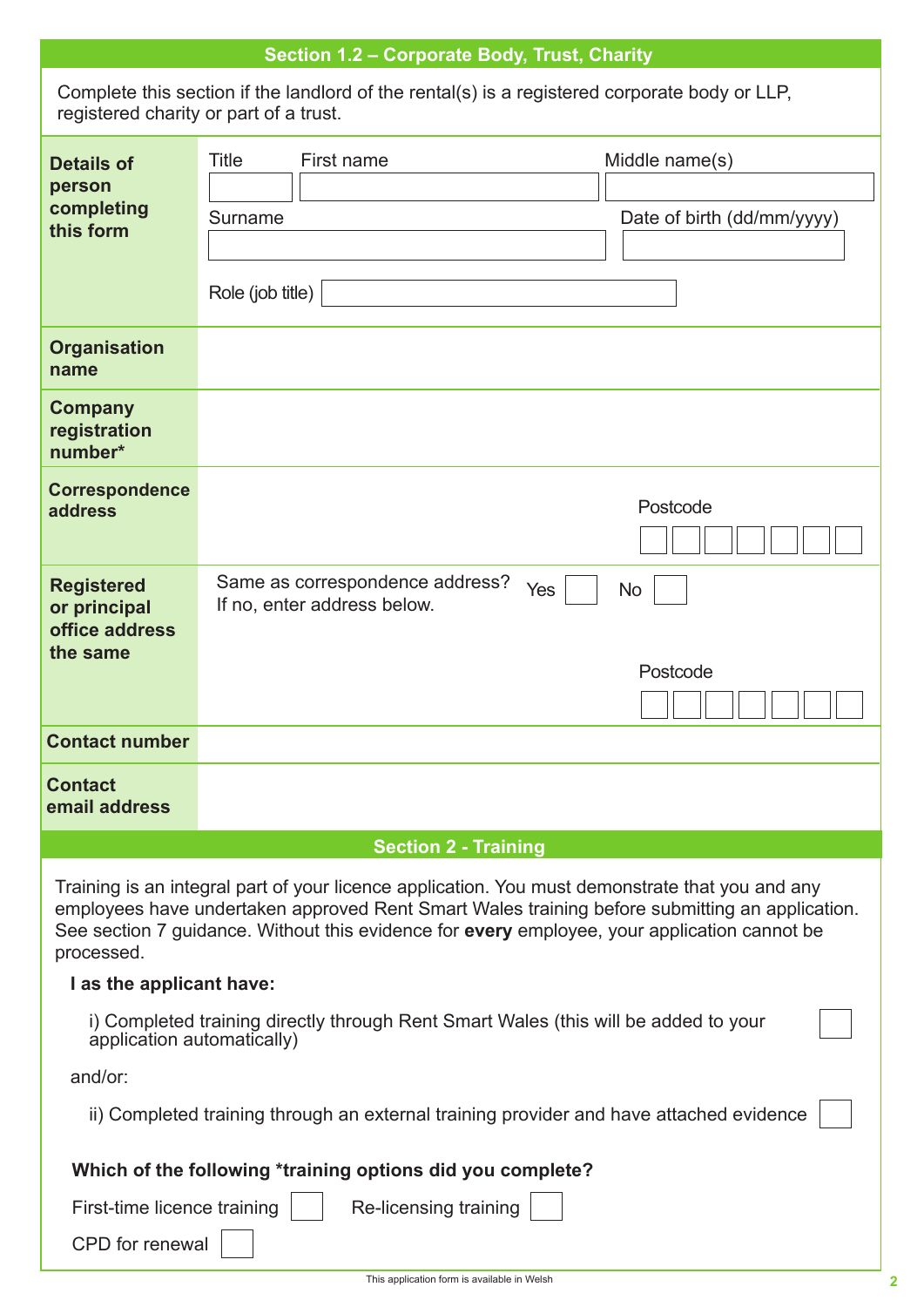## Section 1.2 – Corporate Body, Trust, Charity

Complete this section if the landlord of the rental(s) is a registered corporate body or LLP, registered charity or part of a trust.

| | |
|---|---|
| **Details of person completing this form** | Title ☐ First name ☐ Middle name(s) ☐<br>Surname ☐ Date of birth (dd/mm/yyyy) ☐<br>Role (job title) ☐ |
| **Organisation name** | |
| **Company registration number*** | |
| **Correspondence address** | Postcode ☐☐☐☐☐☐☐ |
| **Registered or principal office address the same** | Same as correspondence address? Yes ☐ No ☐<br>If no, enter address below.<br>Postcode ☐☐☐☐☐☐☐ |
| **Contact number** | |
| **Contact email address** | |

## Section 2 - Training

Training is an integral part of your licence application. You must demonstrate that you and any employees have undertaken approved Rent Smart Wales training before submitting an application. See section 7 guidance. Without this evidence for **every** employee, your application cannot be processed.

**I as the applicant have:**

i) Completed training directly through Rent Smart Wales (this will be added to your application automatically) ☐

and/or:

ii) Completed training through an external training provider and have attached evidence ☐

**Which of the following *training options did you complete?**

First-time licence training ☐ Re-licensing training ☐

CPD for renewal ☐

This application form is available in Welsh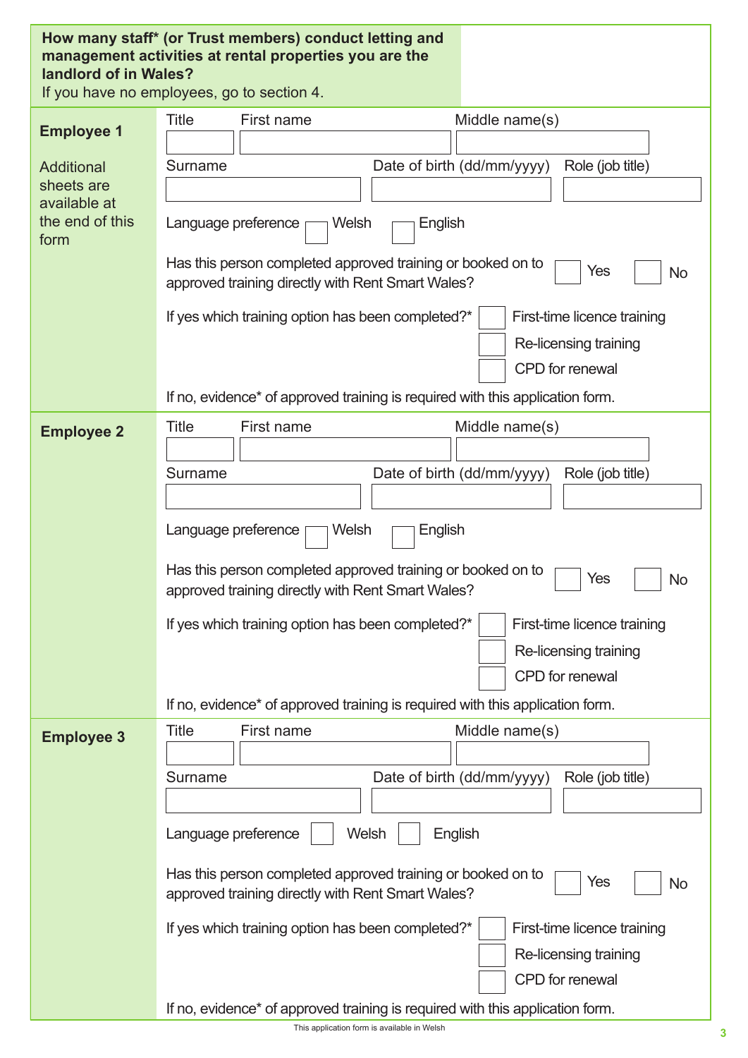**How many staff* (or Trust members) conduct letting and management activities at rental properties you are the landlord of in Wales?**
If you have no employees, go to section 4.

**Employee 1**

Additional sheets are available at the end of this form

Title | First name | Middle name(s)

Surname | Date of birth (dd/mm/yyyy) | Role (job title)

Language preference ☐ Welsh ☐ English

Has this person completed approved training or booked on to approved training directly with Rent Smart Wales? ☐ Yes ☐ No

If yes which training option has been completed?*
☐ First-time licence training
☐ Re-licensing training
☐ CPD for renewal

If no, evidence* of approved training is required with this application form.

**Employee 2**

Title | First name | Middle name(s)

Surname | Date of birth (dd/mm/yyyy) | Role (job title)

Language preference ☐ Welsh ☐ English

Has this person completed approved training or booked on to approved training directly with Rent Smart Wales? ☐ Yes ☐ No

If yes which training option has been completed?*
☐ First-time licence training
☐ Re-licensing training
☐ CPD for renewal

If no, evidence* of approved training is required with this application form.

**Employee 3**

Title | First name | Middle name(s)

Surname | Date of birth (dd/mm/yyyy) | Role (job title)

Language preference ☐ Welsh ☐ English

Has this person completed approved training or booked on to approved training directly with Rent Smart Wales? ☐ Yes ☐ No

If yes which training option has been completed?*
☐ First-time licence training
☐ Re-licensing training
☐ CPD for renewal

If no, evidence* of approved training is required with this application form.

This application form is available in Welsh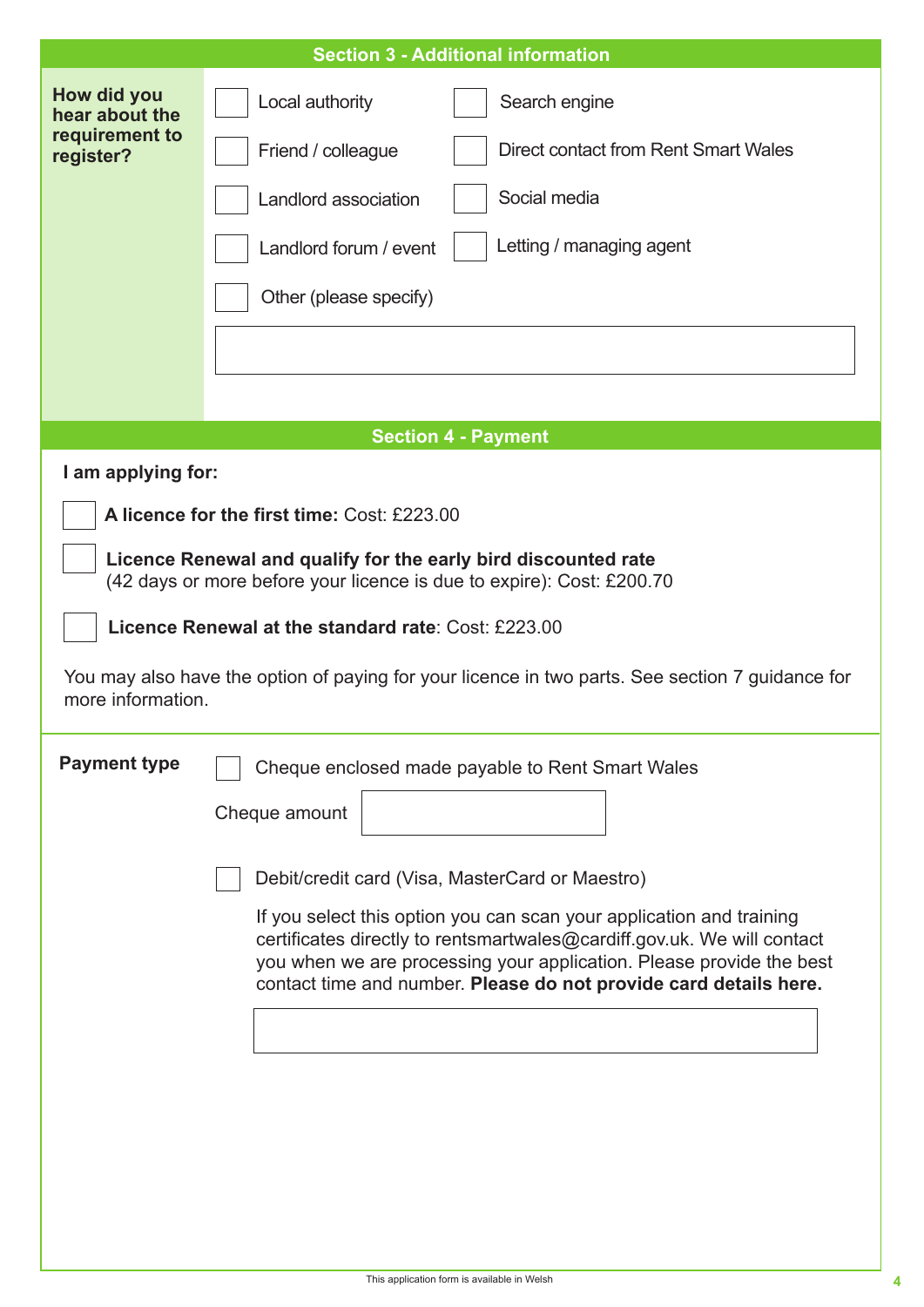## Section 3 - Additional information

**How did you hear about the requirement to register?**

- [ ] Local authority
- [ ] Search engine
- [ ] Friend / colleague
- [ ] Direct contact from Rent Smart Wales
- [ ] Landlord association
- [ ] Social media
- [ ] Landlord forum / event
- [ ] Letting / managing agent
- [ ] Other (please specify)

______________________________

## Section 4 - Payment

**I am applying for:**

- [ ] **A licence for the first time:** Cost: £223.00
- [ ] **Licence Renewal and qualify for the early bird discounted rate** (42 days or more before your licence is due to expire): Cost: £200.70
- [ ] **Licence Renewal at the standard rate**: Cost: £223.00

You may also have the option of paying for your licence in two parts. See section 7 guidance for more information.

**Payment type**

- [ ] Cheque enclosed made payable to Rent Smart Wales

Cheque amount ______________________________

- [ ] Debit/credit card (Visa, MasterCard or Maestro)

If you select this option you can scan your application and training certificates directly to rentsmartwales@cardiff.gov.uk. We will contact you when we are processing your application. Please provide the best contact time and number. **Please do not provide card details here.**

______________________________

This application form is available in Welsh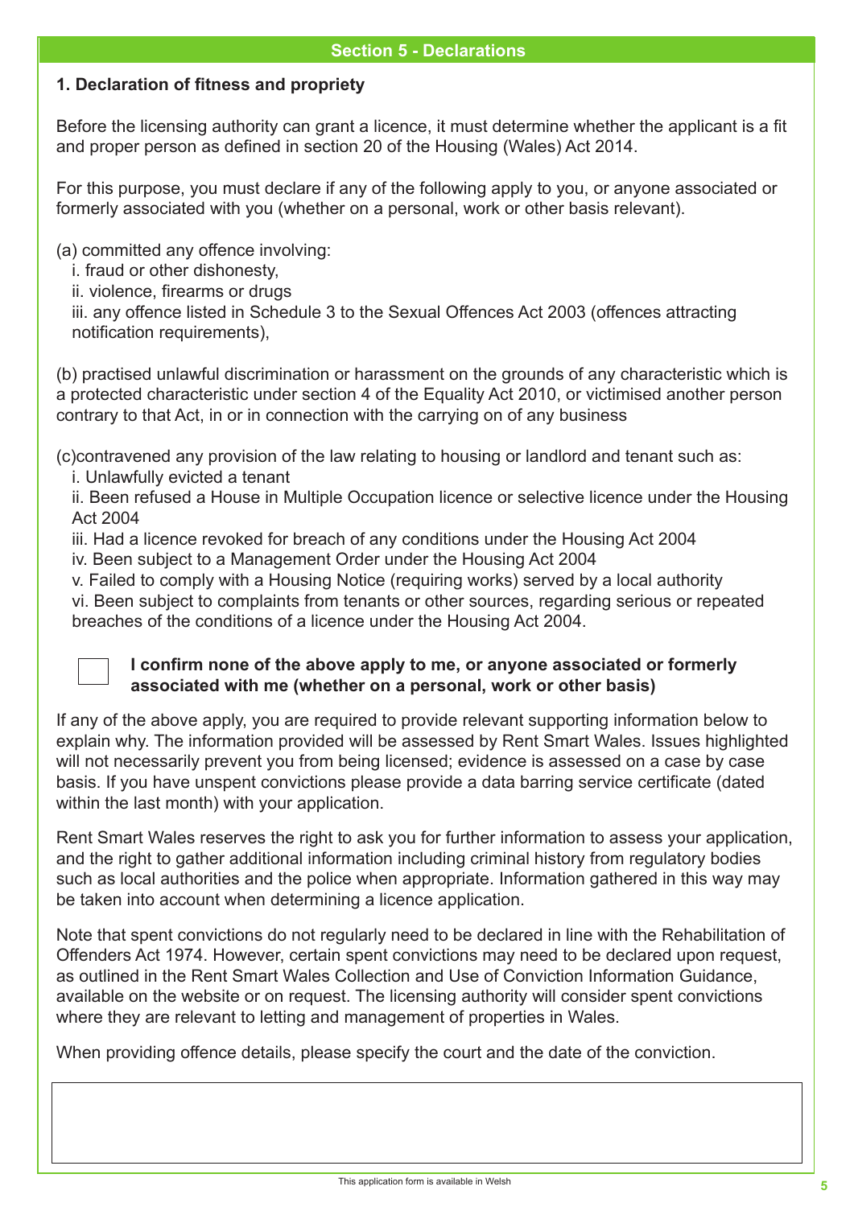## Section 5 - Declarations

### 1. Declaration of fitness and propriety

Before the licensing authority can grant a licence, it must determine whether the applicant is a fit and proper person as defined in section 20 of the Housing (Wales) Act 2014.

For this purpose, you must declare if any of the following apply to you, or anyone associated or formerly associated with you (whether on a personal, work or other basis relevant).

(a) committed any offence involving:
  i. fraud or other dishonesty,
  ii. violence, firearms or drugs
  iii. any offence listed in Schedule 3 to the Sexual Offences Act 2003 (offences attracting notification requirements),

(b) practised unlawful discrimination or harassment on the grounds of any characteristic which is a protected characteristic under section 4 of the Equality Act 2010, or victimised another person contrary to that Act, in or in connection with the carrying on of any business

(c)contravened any provision of the law relating to housing or landlord and tenant such as:
  i. Unlawfully evicted a tenant
  ii. Been refused a House in Multiple Occupation licence or selective licence under the Housing Act 2004
  iii. Had a licence revoked for breach of any conditions under the Housing Act 2004
  iv. Been subject to a Management Order under the Housing Act 2004
  v. Failed to comply with a Housing Notice (requiring works) served by a local authority
  vi. Been subject to complaints from tenants or other sources, regarding serious or repeated breaches of the conditions of a licence under the Housing Act 2004.

☐ **I confirm none of the above apply to me, or anyone associated or formerly associated with me (whether on a personal, work or other basis)**

If any of the above apply, you are required to provide relevant supporting information below to explain why. The information provided will be assessed by Rent Smart Wales. Issues highlighted will not necessarily prevent you from being licensed; evidence is assessed on a case by case basis. If you have unspent convictions please provide a data barring service certificate (dated within the last month) with your application.

Rent Smart Wales reserves the right to ask you for further information to assess your application, and the right to gather additional information including criminal history from regulatory bodies such as local authorities and the police when appropriate. Information gathered in this way may be taken into account when determining a licence application.

Note that spent convictions do not regularly need to be declared in line with the Rehabilitation of Offenders Act 1974. However, certain spent convictions may need to be declared upon request, as outlined in the Rent Smart Wales Collection and Use of Conviction Information Guidance, available on the website or on request. The licensing authority will consider spent convictions where they are relevant to letting and management of properties in Wales.

When providing offence details, please specify the court and the date of the conviction.

This application form is available in Welsh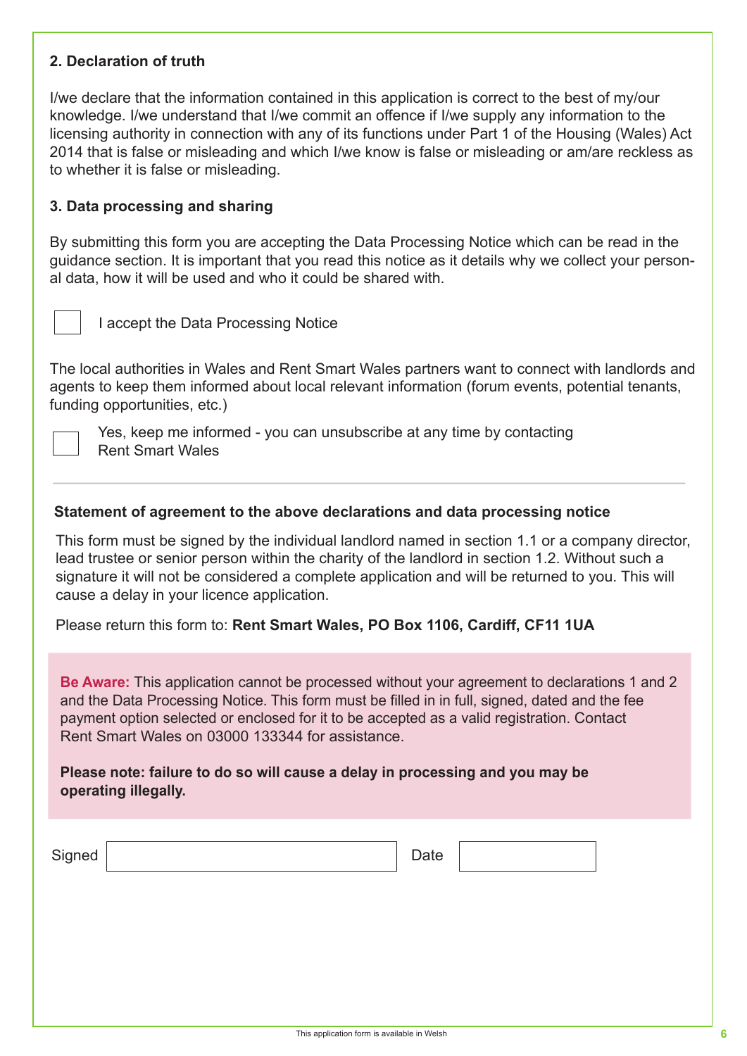## 2. Declaration of truth

I/we declare that the information contained in this application is correct to the best of my/our knowledge. I/we understand that I/we commit an offence if I/we supply any information to the licensing authority in connection with any of its functions under Part 1 of the Housing (Wales) Act 2014 that is false or misleading and which I/we know is false or misleading or am/are reckless as to whether it is false or misleading.

## 3. Data processing and sharing

By submitting this form you are accepting the Data Processing Notice which can be read in the guidance section. It is important that you read this notice as it details why we collect your personal data, how it will be used and who it could be shared with.

☐ I accept the Data Processing Notice

The local authorities in Wales and Rent Smart Wales partners want to connect with landlords and agents to keep them informed about local relevant information (forum events, potential tenants, funding opportunities, etc.)

☐ Yes, keep me informed - you can unsubscribe at any time by contacting Rent Smart Wales

---

### Statement of agreement to the above declarations and data processing notice

This form must be signed by the individual landlord named in section 1.1 or a company director, lead trustee or senior person within the charity of the landlord in section 1.2. Without such a signature it will not be considered a complete application and will be returned to you. This will cause a delay in your licence application.

Please return this form to: **Rent Smart Wales, PO Box 1106, Cardiff, CF11 1UA**

**Be Aware:** This application cannot be processed without your agreement to declarations 1 and 2 and the Data Processing Notice. This form must be filled in in full, signed, dated and the fee payment option selected or enclosed for it to be accepted as a valid registration. Contact Rent Smart Wales on 03000 133344 for assistance.

**Please note: failure to do so will cause a delay in processing and you may be operating illegally.**

Signed ____________________ Date ____________

This application form is available in Welsh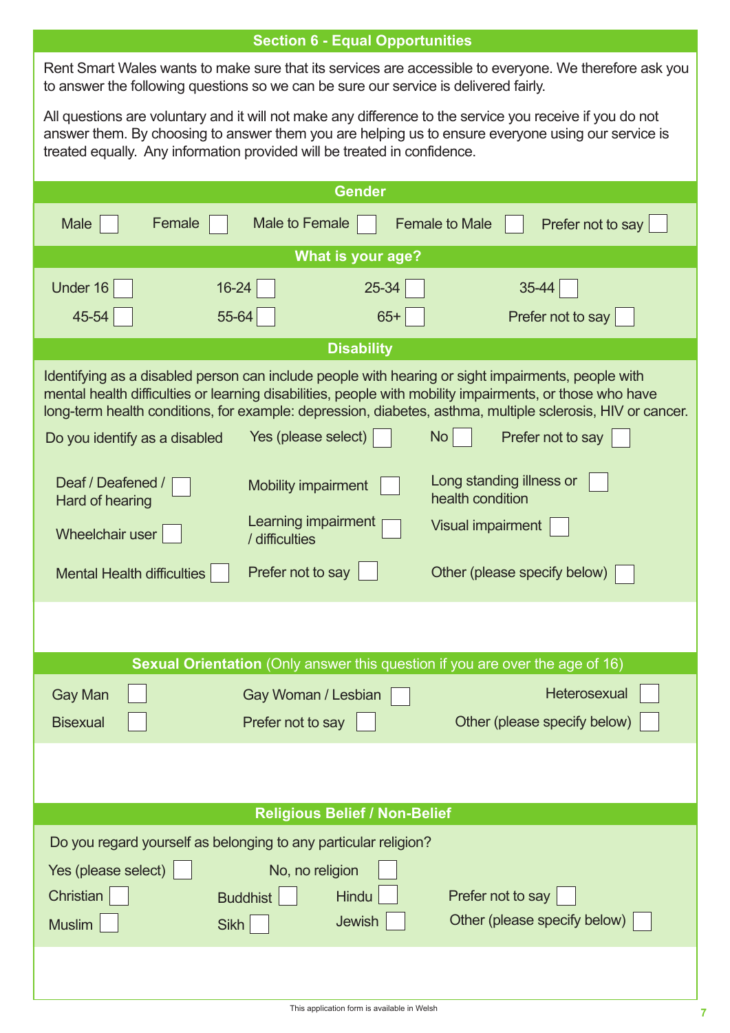## Section 6 - Equal Opportunities

Rent Smart Wales wants to make sure that its services are accessible to everyone. We therefore ask you to answer the following questions so we can be sure our service is delivered fairly.

All questions are voluntary and it will not make any difference to the service you receive if you do not answer them. By choosing to answer them you are helping us to ensure everyone using our service is treated equally. Any information provided will be treated in confidence.

### Gender

Male ☐ Female ☐ Male to Female ☐ Female to Male ☐ Prefer not to say ☐

### What is your age?

| | | | |
|---|---|---|---|
| Under 16 ☐ | 16-24 ☐ | 25-34 ☐ | 35-44 ☐ |
| 45-54 ☐ | 55-64 ☐ | 65+ ☐ | Prefer not to say ☐ |

### Disability

Identifying as a disabled person can include people with hearing or sight impairments, people with mental health difficulties or learning disabilities, people with mobility impairments, or those who have long-term health conditions, for example: depression, diabetes, asthma, multiple sclerosis, HIV or cancer.

Do you identify as a disabled Yes (please select) ☐ No ☐ Prefer not to say ☐

| | | |
|---|---|---|
| Deaf / Deafened / Hard of hearing ☐ | Mobility impairment ☐ | Long standing illness or health condition ☐ |
| Wheelchair user ☐ | Learning impairment / difficulties ☐ | Visual impairment ☐ |
| Mental Health difficulties ☐ | Prefer not to say ☐ | Other (please specify below) ☐ |

### Sexual Orientation (Only answer this question if you are over the age of 16)

| | | |
|---|---|---|
| Gay Man ☐ | Gay Woman / Lesbian ☐ | Heterosexual ☐ |
| Bisexual ☐ | Prefer not to say ☐ | Other (please specify below) ☐ |

### Religious Belief / Non-Belief

Do you regard yourself as belonging to any particular religion?

Yes (please select) ☐ No, no religion ☐

| | | | |
|---|---|---|---|
| Christian ☐ | Buddhist ☐ | Hindu ☐ | Prefer not to say ☐ |
| Muslim ☐ | Sikh ☐ | Jewish ☐ | Other (please specify below) ☐ |

This application form is available in Welsh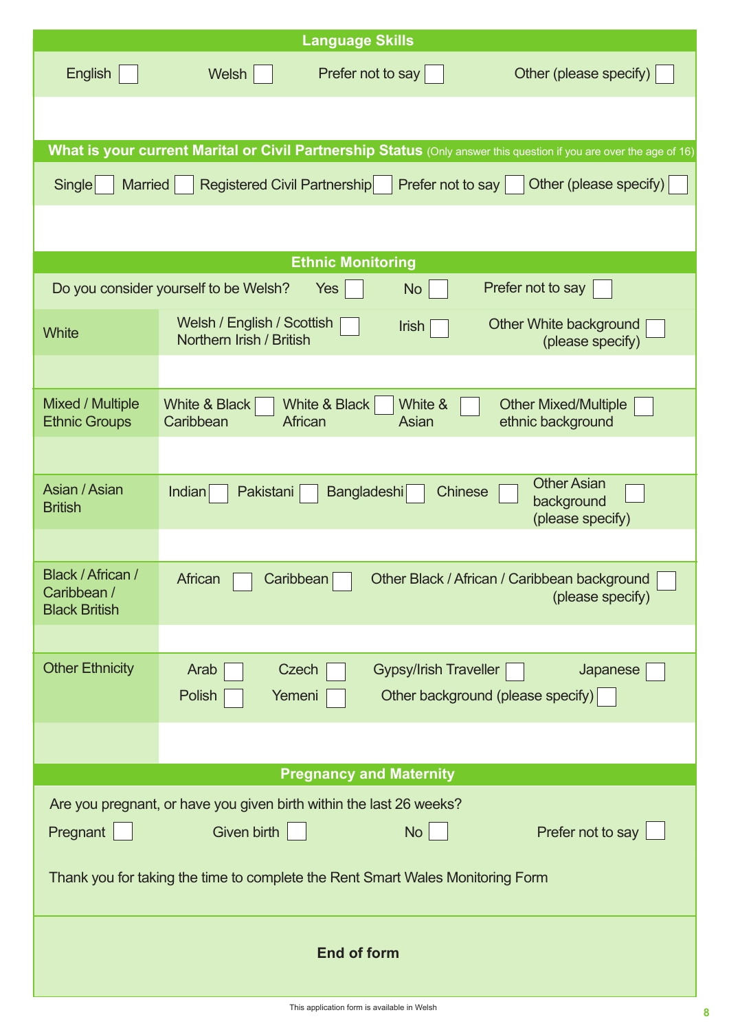## Language Skills

| English ☐ | Welsh ☐ | Prefer not to say ☐ | Other (please specify) ☐ |
|---|---|---|---|
| | | | |

## What is your current Marital or Civil Partnership Status (Only answer this question if you are over the age of 16)

| Single ☐ | Married ☐ | Registered Civil Partnership ☐ | Prefer not to say ☐ | Other (please specify) ☐ |
|---|---|---|---|---|
| | | | | |

## Ethnic Monitoring

Do you consider yourself to be Welsh? Yes ☐ No ☐ Prefer not to say ☐

| | | | | | |
|---|---|---|---|---|---|
| White | Welsh / English / Scottish Northern Irish / British ☐ | Irish ☐ | Other White background (please specify) ☐ | | |
| | | | | | |
| Mixed / Multiple Ethnic Groups | White & Black Caribbean ☐ | White & Black African ☐ | White & Asian ☐ | Other Mixed/Multiple ethnic background ☐ | |
| | | | | | |
| Asian / Asian British | Indian ☐ | Pakistani ☐ | Bangladeshi ☐ | Chinese ☐ | Other Asian background (please specify) ☐ |
| | | | | | |
| Black / African / Caribbean / Black British | African ☐ | Caribbean ☐ | Other Black / African / Caribbean background (please specify) ☐ | | |
| | | | | | |
| Other Ethnicity | Arab ☐ | Czech ☐ | Gypsy/Irish Traveller ☐ | Japanese ☐ | |
| | Polish ☐ | Yemeni ☐ | Other background (please specify) ☐ | | |
| | | | | | |

## Pregnancy and Maternity

Are you pregnant, or have you given birth within the last 26 weeks?

Pregnant ☐ Given birth ☐ No ☐ Prefer not to say ☐

Thank you for taking the time to complete the Rent Smart Wales Monitoring Form

**End of form**

This application form is available in Welsh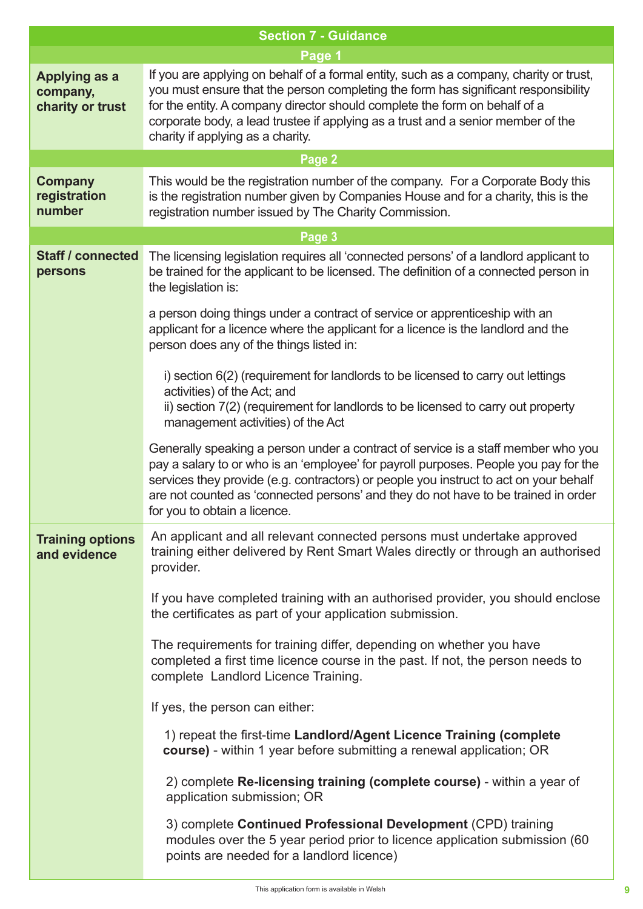## Section 7 - Guidance

### Page 1

**Applying as a company, charity or trust**

If you are applying on behalf of a formal entity, such as a company, charity or trust, you must ensure that the person completing the form has significant responsibility for the entity. A company director should complete the form on behalf of a corporate body, a lead trustee if applying as a trust and a senior member of the charity if applying as a charity.

### Page 2

**Company registration number**

This would be the registration number of the company. For a Corporate Body this is the registration number given by Companies House and for a charity, this is the registration number issued by The Charity Commission.

### Page 3

**Staff / connected persons**

The licensing legislation requires all 'connected persons' of a landlord applicant to be trained for the applicant to be licensed. The definition of a connected person in the legislation is:

a person doing things under a contract of service or apprenticeship with an applicant for a licence where the applicant for a licence is the landlord and the person does any of the things listed in:

i) section 6(2) (requirement for landlords to be licensed to carry out lettings activities) of the Act; and
ii) section 7(2) (requirement for landlords to be licensed to carry out property management activities) of the Act

Generally speaking a person under a contract of service is a staff member who you pay a salary to or who is an 'employee' for payroll purposes. People you pay for the services they provide (e.g. contractors) or people you instruct to act on your behalf are not counted as 'connected persons' and they do not have to be trained in order for you to obtain a licence.

**Training options and evidence**

An applicant and all relevant connected persons must undertake approved training either delivered by Rent Smart Wales directly or through an authorised provider.

If you have completed training with an authorised provider, you should enclose the certificates as part of your application submission.

The requirements for training differ, depending on whether you have completed a first time licence course in the past. If not, the person needs to complete Landlord Licence Training.

If yes, the person can either:

1) repeat the first-time **Landlord/Agent Licence Training (complete course)** - within 1 year before submitting a renewal application; OR

2) complete **Re-licensing training (complete course)** - within a year of application submission; OR

3) complete **Continued Professional Development** (CPD) training modules over the 5 year period prior to licence application submission (60 points are needed for a landlord licence)

This application form is available in Welsh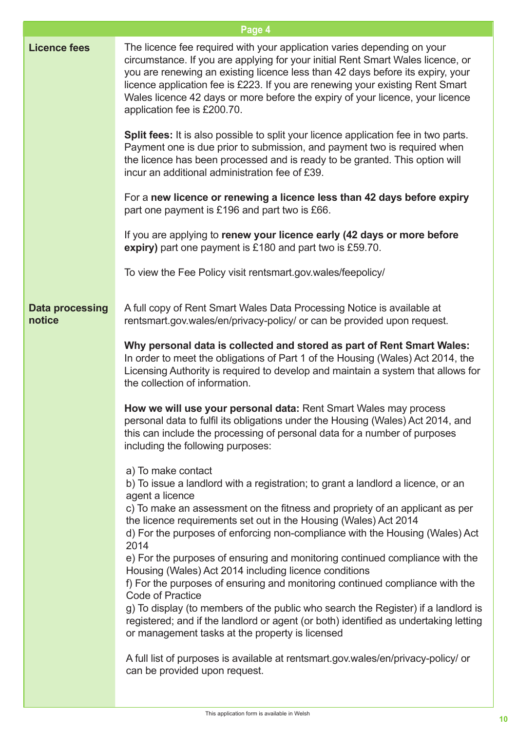## Page 4

### Licence fees

The licence fee required with your application varies depending on your circumstance. If you are applying for your initial Rent Smart Wales licence, or you are renewing an existing licence less than 42 days before its expiry, your licence application fee is £223. If you are renewing your existing Rent Smart Wales licence 42 days or more before the expiry of your licence, your licence application fee is £200.70.

**Split fees:** It is also possible to split your licence application fee in two parts. Payment one is due prior to submission, and payment two is required when the licence has been processed and is ready to be granted. This option will incur an additional administration fee of £39.

For a **new licence or renewing a licence less than 42 days before expiry** part one payment is £196 and part two is £66.

If you are applying to **renew your licence early (42 days or more before expiry)** part one payment is £180 and part two is £59.70.

To view the Fee Policy visit rentsmart.gov.wales/feepolicy/

### Data processing notice

A full copy of Rent Smart Wales Data Processing Notice is available at rentsmart.gov.wales/en/privacy-policy/ or can be provided upon request.

**Why personal data is collected and stored as part of Rent Smart Wales:** In order to meet the obligations of Part 1 of the Housing (Wales) Act 2014, the Licensing Authority is required to develop and maintain a system that allows for the collection of information.

**How we will use your personal data:** Rent Smart Wales may process personal data to fulfil its obligations under the Housing (Wales) Act 2014, and this can include the processing of personal data for a number of purposes including the following purposes:

a) To make contact
b) To issue a landlord with a registration; to grant a landlord a licence, or an agent a licence
c) To make an assessment on the fitness and propriety of an applicant as per the licence requirements set out in the Housing (Wales) Act 2014
d) For the purposes of enforcing non-compliance with the Housing (Wales) Act 2014
e) For the purposes of ensuring and monitoring continued compliance with the Housing (Wales) Act 2014 including licence conditions
f) For the purposes of ensuring and monitoring continued compliance with the Code of Practice
g) To display (to members of the public who search the Register) if a landlord is registered; and if the landlord or agent (or both) identified as undertaking letting or management tasks at the property is licensed

A full list of purposes is available at rentsmart.gov.wales/en/privacy-policy/ or can be provided upon request.

This application form is available in Welsh